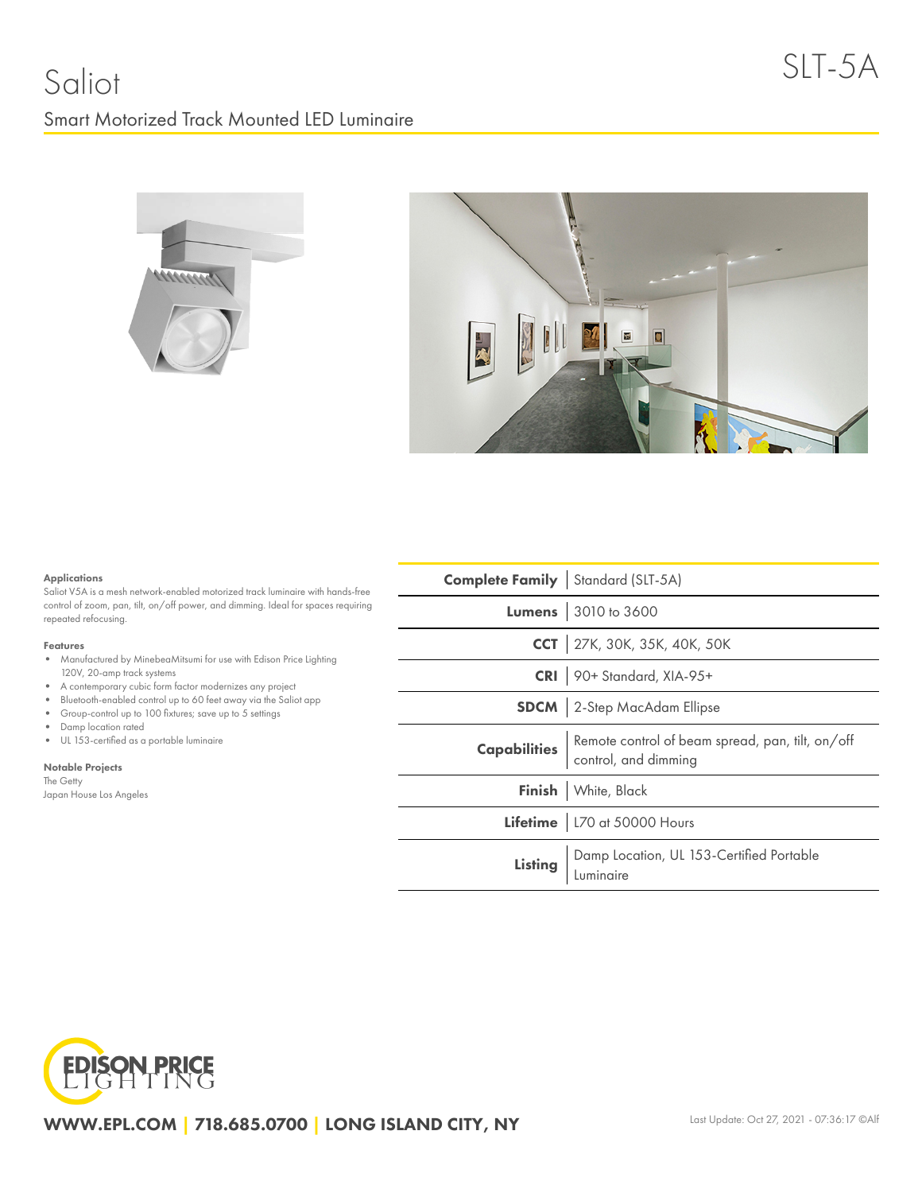# Saliot

SLT-5A

## Smart Motorized Track Mounted LED Luminaire

**Applications**

Saliot V5A is a mesh network-enabled motorized track luminaire with hands-free control of zoom, pan, tilt, on/off power, and dimming. Ideal for spaces requiring repeated refocusing.

**Features**

- Manufactured by MinebeaMitsumi for use with Edison Price Lighting 120V, 20-amp track systems
- A contemporary cubic form factor modernizes any project
- Bluetooth-enabled control up to 60 feet away via the Saliot app
- Group-control up to 100 fixtures; save up to 5 settings
- Damp location rated
- UL 153-certified as a portable luminaire

**Notable Projects**

The Getty
Japan House Los Angeles

| | |
|---|---|
| **Complete Family** | Standard (SLT-5A) |
| **Lumens** | 3010 to 3600 |
| **CCT** | 27K, 30K, 35K, 40K, 50K |
| **CRI** | 90+ Standard, XIA-95+ |
| **SDCM** | 2-Step MacAdam Ellipse |
| **Capabilities** | Remote control of beam spread, pan, tilt, on/off control, and dimming |
| **Finish** | White, Black |
| **Lifetime** | L70 at 50000 Hours |
| **Listing** | Damp Location, UL 153-Certified Portable Luminaire |

EDISON PRICE LIGHTING

**WWW.EPL.COM | 718.685.0700 | LONG ISLAND CITY, NY**

Last Update: Oct 27, 2021 - 07:36:17 ©Alf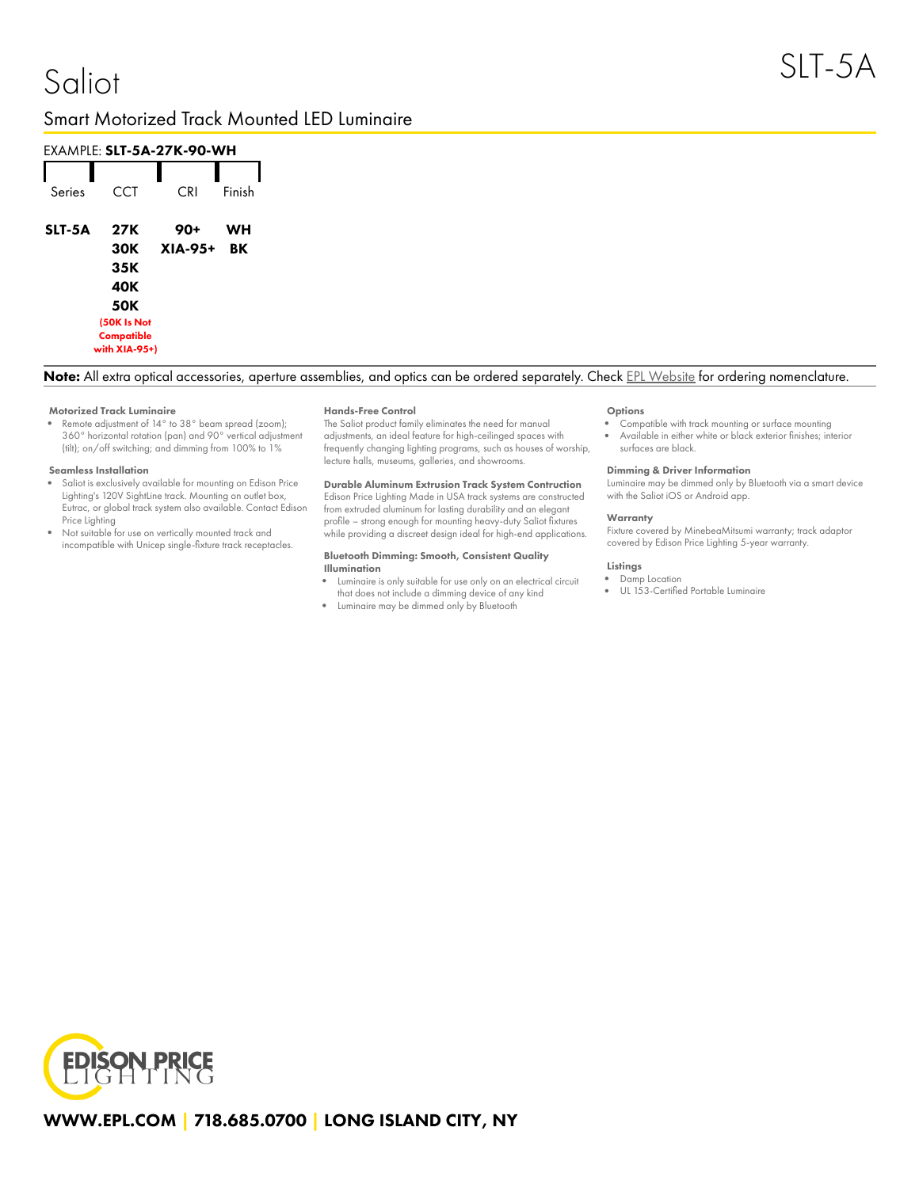# Saliot

SLT-5A

## Smart Motorized Track Mounted LED Luminaire

EXAMPLE: **SLT-5A-27K-90-WH**

| Series | CCT | CRI | Finish |
|---|---|---|---|
| **SLT-5A** | **27K** | **90+** | **WH** |
| | **30K** | **XIA-95+** | **BK** |
| | **35K** | | |
| | **40K** | | |
| | **50K** | | |
| | **(50K Is Not Compatible with XIA-95+)** | | |

**Note:** All extra optical accessories, aperture assemblies, and optics can be ordered separately. Check EPL Website for ordering nomenclature.

#### Motorized Track Luminaire

- Remote adjustment of 14° to 38° beam spread (zoom); 360° horizontal rotation (pan) and 90° vertical adjustment (tilt); on/off switching; and dimming from 100% to 1%

#### Seamless Installation

- Saliot is exclusively available for mounting on Edison Price Lighting's 120V SightLine track. Mounting on outlet box, Eutrac, or global track system also available. Contact Edison Price Lighting
- Not suitable for use on vertically mounted track and incompatible with Unicep single-fixture track receptacles.

#### Hands-Free Control

The Saliot product family eliminates the need for manual adjustments, an ideal feature for high-ceilinged spaces with frequently changing lighting programs, such as houses of worship, lecture halls, museums, galleries, and showrooms.

#### Durable Aluminum Extrusion Track System Contruction

Edison Price Lighting Made in USA track systems are constructed from extruded aluminum for lasting durability and an elegant profile – strong enough for mounting heavy-duty Saliot fixtures while providing a discreet design ideal for high-end applications.

#### Bluetooth Dimming: Smooth, Consistent Quality Illumination

- Luminaire is only suitable for use only on an electrical circuit that does not include a dimming device of any kind
- Luminaire may be dimmed only by Bluetooth

#### Options

- Compatible with track mounting or surface mounting
- Available in either white or black exterior finishes; interior surfaces are black.

#### Dimming & Driver Information

Luminaire may be dimmed only by Bluetooth via a smart device with the Saliot iOS or Android app.

#### Warranty

Fixture covered by MinebeaMitsumi warranty; track adaptor covered by Edison Price Lighting 5-year warranty.

#### Listings

- Damp Location
- UL 153-Certified Portable Luminaire

EDISON PRICE LIGHTING

**WWW.EPL.COM | 718.685.0700 | LONG ISLAND CITY, NY**